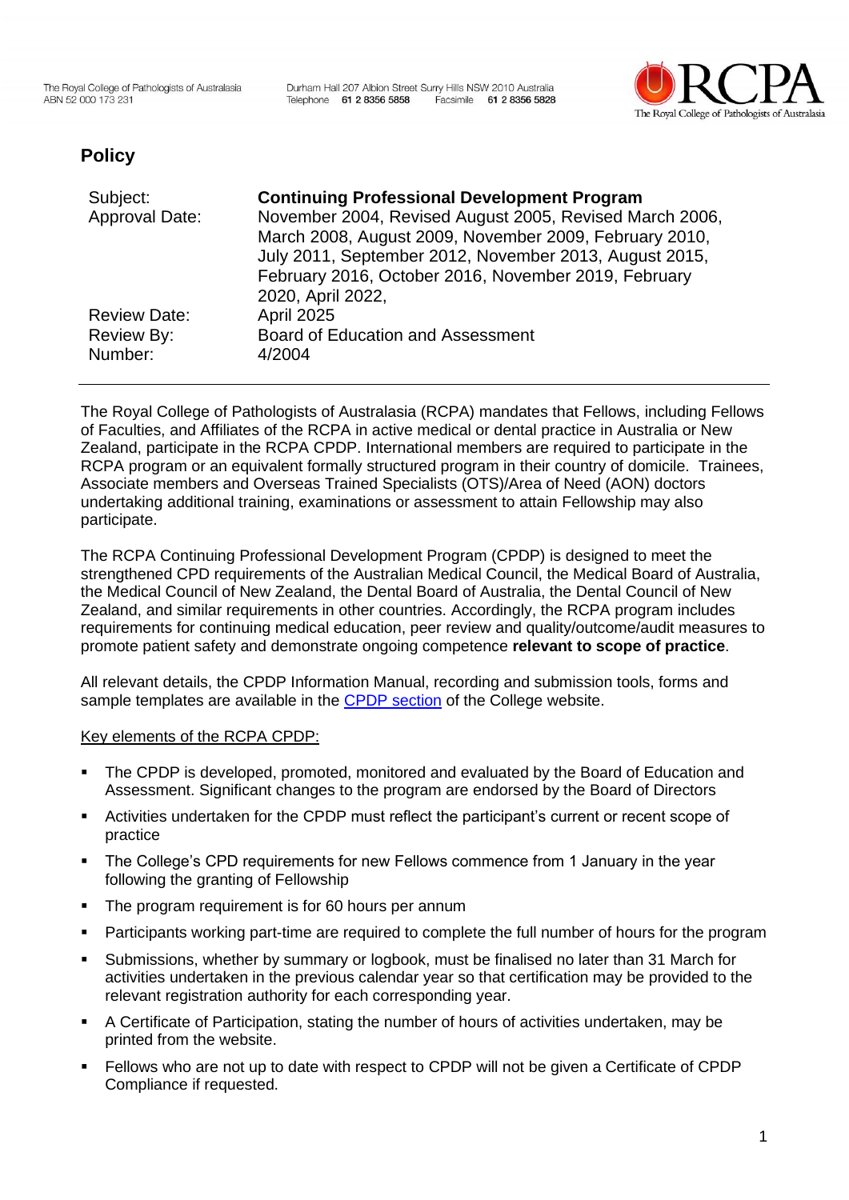The Royal College of Pathologists of Australasia
ABN 52 000 173 231

Durham Hall 207 Albion Street Surry Hills NSW 2010 Australia
Telephone 61 2 8356 5858 Facsimile 61 2 8356 5828

RCPA
The Royal College of Pathologists of Australasia

## Policy

| | |
|---|---|
| Subject: | **Continuing Professional Development Program** |
| Approval Date: | November 2004, Revised August 2005, Revised March 2006, March 2008, August 2009, November 2009, February 2010, July 2011, September 2012, November 2013, August 2015, February 2016, October 2016, November 2019, February 2020, April 2022, |
| Review Date: | April 2025 |
| Review By: | Board of Education and Assessment |
| Number: | 4/2004 |

---

The Royal College of Pathologists of Australasia (RCPA) mandates that Fellows, including Fellows of Faculties, and Affiliates of the RCPA in active medical or dental practice in Australia or New Zealand, participate in the RCPA CPDP. International members are required to participate in the RCPA program or an equivalent formally structured program in their country of domicile. Trainees, Associate members and Overseas Trained Specialists (OTS)/Area of Need (AON) doctors undertaking additional training, examinations or assessment to attain Fellowship may also participate.

The RCPA Continuing Professional Development Program (CPDP) is designed to meet the strengthened CPD requirements of the Australian Medical Council, the Medical Board of Australia, the Medical Council of New Zealand, the Dental Board of Australia, the Dental Council of New Zealand, and similar requirements in other countries. Accordingly, the RCPA program includes requirements for continuing medical education, peer review and quality/outcome/audit measures to promote patient safety and demonstrate ongoing competence **relevant to scope of practice**.

All relevant details, the CPDP Information Manual, recording and submission tools, forms and sample templates are available in the CPDP section of the College website.

Key elements of the RCPA CPDP:

- The CPDP is developed, promoted, monitored and evaluated by the Board of Education and Assessment. Significant changes to the program are endorsed by the Board of Directors
- Activities undertaken for the CPDP must reflect the participant's current or recent scope of practice
- The College's CPD requirements for new Fellows commence from 1 January in the year following the granting of Fellowship
- The program requirement is for 60 hours per annum
- Participants working part-time are required to complete the full number of hours for the program
- Submissions, whether by summary or logbook, must be finalised no later than 31 March for activities undertaken in the previous calendar year so that certification may be provided to the relevant registration authority for each corresponding year.
- A Certificate of Participation, stating the number of hours of activities undertaken, may be printed from the website.
- Fellows who are not up to date with respect to CPDP will not be given a Certificate of CPDP Compliance if requested.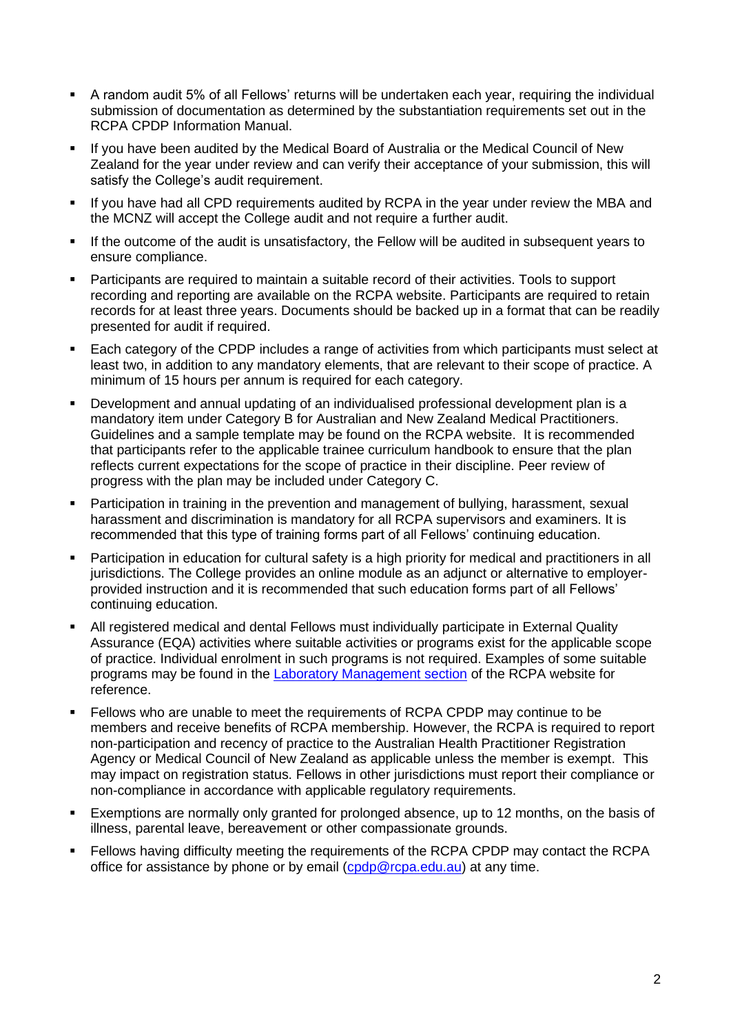- A random audit 5% of all Fellows' returns will be undertaken each year, requiring the individual submission of documentation as determined by the substantiation requirements set out in the RCPA CPDP Information Manual.
- If you have been audited by the Medical Board of Australia or the Medical Council of New Zealand for the year under review and can verify their acceptance of your submission, this will satisfy the College's audit requirement.
- If you have had all CPD requirements audited by RCPA in the year under review the MBA and the MCNZ will accept the College audit and not require a further audit.
- If the outcome of the audit is unsatisfactory, the Fellow will be audited in subsequent years to ensure compliance.
- Participants are required to maintain a suitable record of their activities. Tools to support recording and reporting are available on the RCPA website. Participants are required to retain records for at least three years. Documents should be backed up in a format that can be readily presented for audit if required.
- Each category of the CPDP includes a range of activities from which participants must select at least two, in addition to any mandatory elements, that are relevant to their scope of practice. A minimum of 15 hours per annum is required for each category.
- Development and annual updating of an individualised professional development plan is a mandatory item under Category B for Australian and New Zealand Medical Practitioners. Guidelines and a sample template may be found on the RCPA website. It is recommended that participants refer to the applicable trainee curriculum handbook to ensure that the plan reflects current expectations for the scope of practice in their discipline. Peer review of progress with the plan may be included under Category C.
- Participation in training in the prevention and management of bullying, harassment, sexual harassment and discrimination is mandatory for all RCPA supervisors and examiners. It is recommended that this type of training forms part of all Fellows' continuing education.
- Participation in education for cultural safety is a high priority for medical and practitioners in all jurisdictions. The College provides an online module as an adjunct or alternative to employer-provided instruction and it is recommended that such education forms part of all Fellows' continuing education.
- All registered medical and dental Fellows must individually participate in External Quality Assurance (EQA) activities where suitable activities or programs exist for the applicable scope of practice. Individual enrolment in such programs is not required. Examples of some suitable programs may be found in the [Laboratory Management section]() of the RCPA website for reference.
- Fellows who are unable to meet the requirements of RCPA CPDP may continue to be members and receive benefits of RCPA membership. However, the RCPA is required to report non-participation and recency of practice to the Australian Health Practitioner Registration Agency or Medical Council of New Zealand as applicable unless the member is exempt. This may impact on registration status. Fellows in other jurisdictions must report their compliance or non-compliance in accordance with applicable regulatory requirements.
- Exemptions are normally only granted for prolonged absence, up to 12 months, on the basis of illness, parental leave, bereavement or other compassionate grounds.
- Fellows having difficulty meeting the requirements of the RCPA CPDP may contact the RCPA office for assistance by phone or by email (cpdp@rcpa.edu.au) at any time.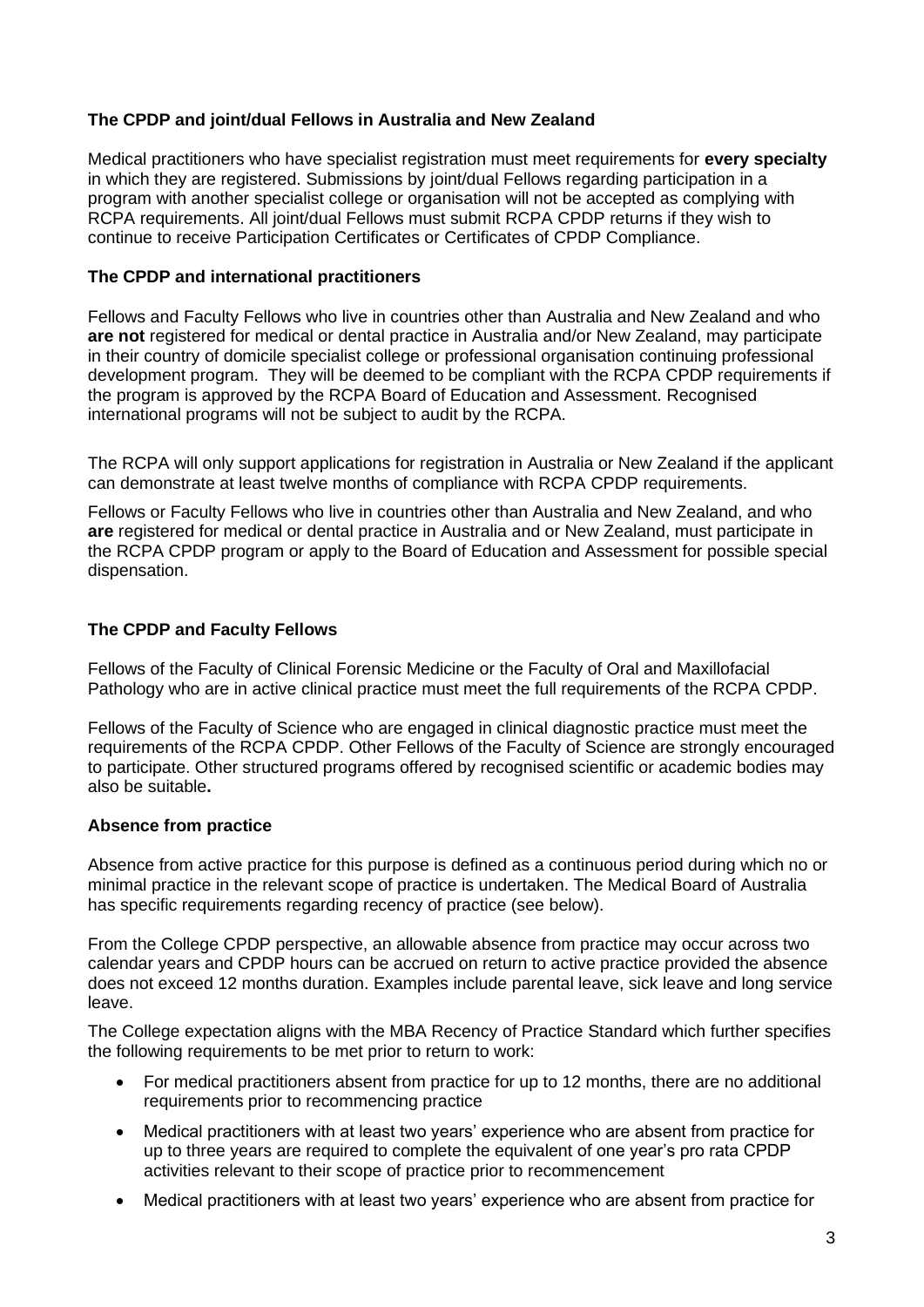### The CPDP and joint/dual Fellows in Australia and New Zealand

Medical practitioners who have specialist registration must meet requirements for **every specialty** in which they are registered. Submissions by joint/dual Fellows regarding participation in a program with another specialist college or organisation will not be accepted as complying with RCPA requirements. All joint/dual Fellows must submit RCPA CPDP returns if they wish to continue to receive Participation Certificates or Certificates of CPDP Compliance.

### The CPDP and international practitioners

Fellows and Faculty Fellows who live in countries other than Australia and New Zealand and who **are not** registered for medical or dental practice in Australia and/or New Zealand, may participate in their country of domicile specialist college or professional organisation continuing professional development program. They will be deemed to be compliant with the RCPA CPDP requirements if the program is approved by the RCPA Board of Education and Assessment. Recognised international programs will not be subject to audit by the RCPA.

The RCPA will only support applications for registration in Australia or New Zealand if the applicant can demonstrate at least twelve months of compliance with RCPA CPDP requirements.

Fellows or Faculty Fellows who live in countries other than Australia and New Zealand, and who **are** registered for medical or dental practice in Australia and or New Zealand, must participate in the RCPA CPDP program or apply to the Board of Education and Assessment for possible special dispensation.

### The CPDP and Faculty Fellows

Fellows of the Faculty of Clinical Forensic Medicine or the Faculty of Oral and Maxillofacial Pathology who are in active clinical practice must meet the full requirements of the RCPA CPDP.

Fellows of the Faculty of Science who are engaged in clinical diagnostic practice must meet the requirements of the RCPA CPDP. Other Fellows of the Faculty of Science are strongly encouraged to participate. Other structured programs offered by recognised scientific or academic bodies may also be suitable**.**

### Absence from practice

Absence from active practice for this purpose is defined as a continuous period during which no or minimal practice in the relevant scope of practice is undertaken. The Medical Board of Australia has specific requirements regarding recency of practice (see below).

From the College CPDP perspective, an allowable absence from practice may occur across two calendar years and CPDP hours can be accrued on return to active practice provided the absence does not exceed 12 months duration. Examples include parental leave, sick leave and long service leave.

The College expectation aligns with the MBA Recency of Practice Standard which further specifies the following requirements to be met prior to return to work:

- For medical practitioners absent from practice for up to 12 months, there are no additional requirements prior to recommencing practice
- Medical practitioners with at least two years' experience who are absent from practice for up to three years are required to complete the equivalent of one year's pro rata CPDP activities relevant to their scope of practice prior to recommencement
- Medical practitioners with at least two years' experience who are absent from practice for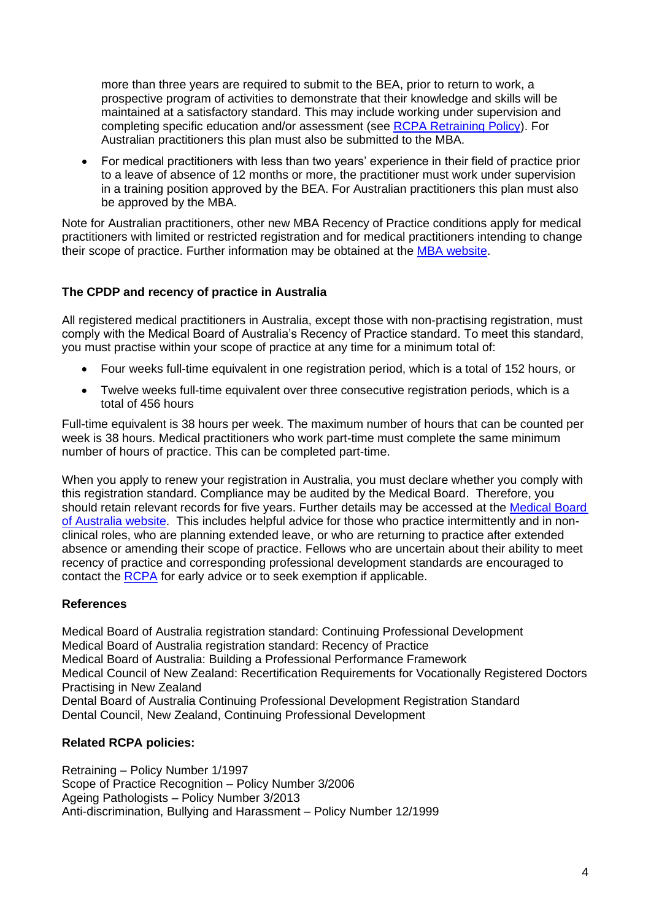more than three years are required to submit to the BEA, prior to return to work, a prospective program of activities to demonstrate that their knowledge and skills will be maintained at a satisfactory standard. This may include working under supervision and completing specific education and/or assessment (see RCPA Retraining Policy). For Australian practitioners this plan must also be submitted to the MBA.

- For medical practitioners with less than two years' experience in their field of practice prior to a leave of absence of 12 months or more, the practitioner must work under supervision in a training position approved by the BEA. For Australian practitioners this plan must also be approved by the MBA.

Note for Australian practitioners, other new MBA Recency of Practice conditions apply for medical practitioners with limited or restricted registration and for medical practitioners intending to change their scope of practice. Further information may be obtained at the MBA website.

**The CPDP and recency of practice in Australia**

All registered medical practitioners in Australia, except those with non-practising registration, must comply with the Medical Board of Australia's Recency of Practice standard. To meet this standard, you must practise within your scope of practice at any time for a minimum total of:

- Four weeks full-time equivalent in one registration period, which is a total of 152 hours, or
- Twelve weeks full-time equivalent over three consecutive registration periods, which is a total of 456 hours

Full-time equivalent is 38 hours per week. The maximum number of hours that can be counted per week is 38 hours. Medical practitioners who work part-time must complete the same minimum number of hours of practice. This can be completed part-time.

When you apply to renew your registration in Australia, you must declare whether you comply with this registration standard. Compliance may be audited by the Medical Board. Therefore, you should retain relevant records for five years. Further details may be accessed at the Medical Board of Australia website. This includes helpful advice for those who practice intermittently and in non-clinical roles, who are planning extended leave, or who are returning to practice after extended absence or amending their scope of practice. Fellows who are uncertain about their ability to meet recency of practice and corresponding professional development standards are encouraged to contact the RCPA for early advice or to seek exemption if applicable.

**References**

Medical Board of Australia registration standard: Continuing Professional Development
Medical Board of Australia registration standard: Recency of Practice
Medical Board of Australia: Building a Professional Performance Framework
Medical Council of New Zealand: Recertification Requirements for Vocationally Registered Doctors Practising in New Zealand
Dental Board of Australia Continuing Professional Development Registration Standard
Dental Council, New Zealand, Continuing Professional Development

**Related RCPA policies:**

Retraining – Policy Number 1/1997
Scope of Practice Recognition – Policy Number 3/2006
Ageing Pathologists – Policy Number 3/2013
Anti-discrimination, Bullying and Harassment – Policy Number 12/1999